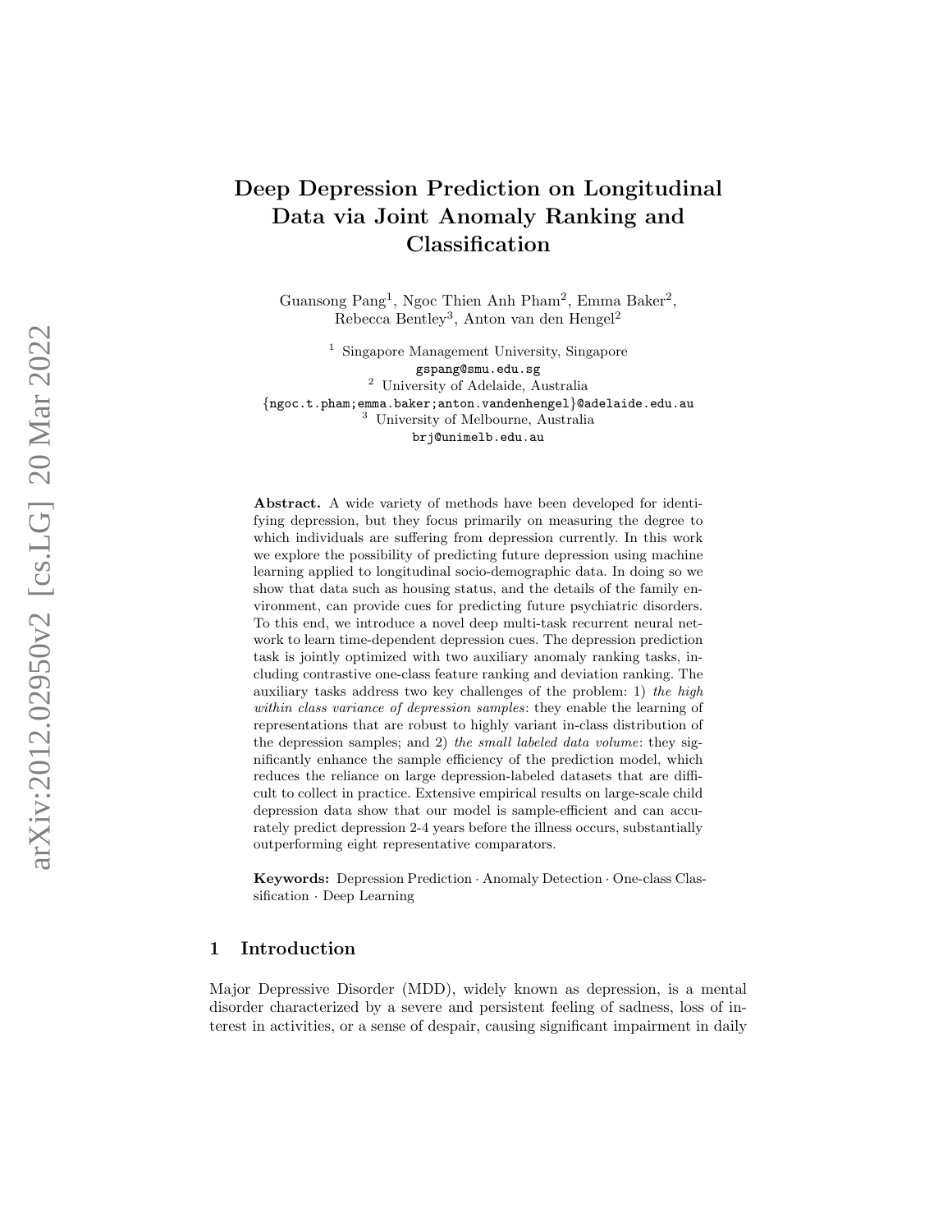# Deep Depression Prediction on Longitudinal Data via Joint Anomaly Ranking and Classification

Guansong Pang[1], Ngoc Thien Anh Pham[2], Emma Baker[2], Rebecca Bentley[3], Anton van den Hengel[2]

[1] Singapore Management University, Singapore
gspang@smu.edu.sg
[2] University of Adelaide, Australia
{ngoc.t.pham;emma.baker;anton.vandenhengel}@adelaide.edu.au
[3] University of Melbourne, Australia
brj@unimelb.edu.au

**Abstract.** A wide variety of methods have been developed for identifying depression, but they focus primarily on measuring the degree to which individuals are suffering from depression currently. In this work we explore the possibility of predicting future depression using machine learning applied to longitudinal socio-demographic data. In doing so we show that data such as housing status, and the details of the family environment, can provide cues for predicting future psychiatric disorders. To this end, we introduce a novel deep multi-task recurrent neural network to learn time-dependent depression cues. The depression prediction task is jointly optimized with two auxiliary anomaly ranking tasks, including contrastive one-class feature ranking and deviation ranking. The auxiliary tasks address two key challenges of the problem: 1) *the high within class variance of depression samples*: they enable the learning of representations that are robust to highly variant in-class distribution of the depression samples; and 2) *the small labeled data volume*: they significantly enhance the sample efficiency of the prediction model, which reduces the reliance on large depression-labeled datasets that are difficult to collect in practice. Extensive empirical results on large-scale child depression data show that our model is sample-efficient and can accurately predict depression 2-4 years before the illness occurs, substantially outperforming eight representative comparators.

**Keywords:** Depression Prediction · Anomaly Detection · One-class Classification · Deep Learning

## 1 Introduction

Major Depressive Disorder (MDD), widely known as depression, is a mental disorder characterized by a severe and persistent feeling of sadness, loss of interest in activities, or a sense of despair, causing significant impairment in daily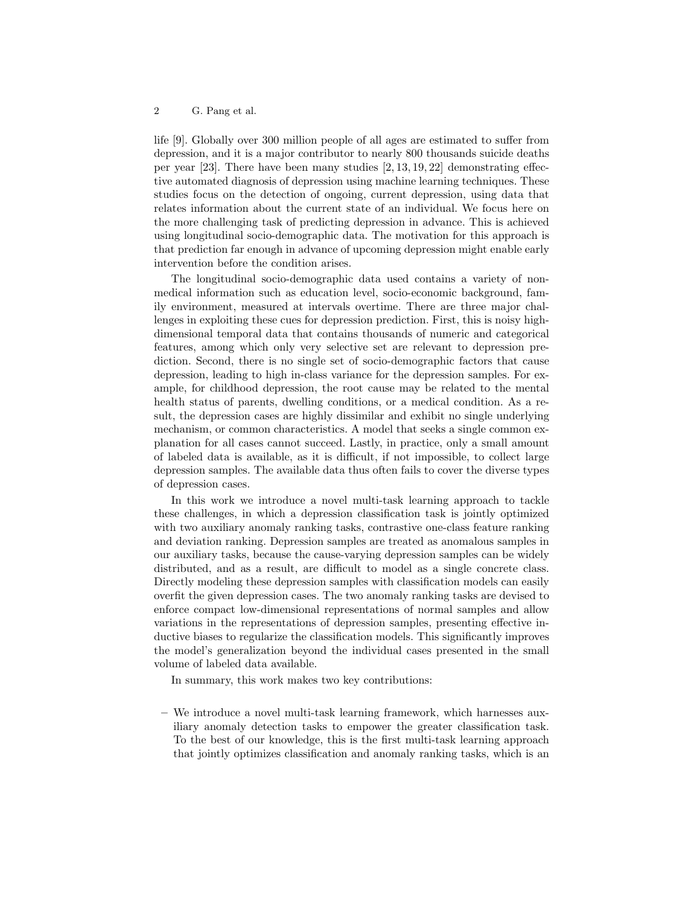life [9]. Globally over 300 million people of all ages are estimated to suffer from depression, and it is a major contributor to nearly 800 thousands suicide deaths per year [23]. There have been many studies [2, 13, 19, 22] demonstrating effective automated diagnosis of depression using machine learning techniques. These studies focus on the detection of ongoing, current depression, using data that relates information about the current state of an individual. We focus here on the more challenging task of predicting depression in advance. This is achieved using longitudinal socio-demographic data. The motivation for this approach is that prediction far enough in advance of upcoming depression might enable early intervention before the condition arises.

The longitudinal socio-demographic data used contains a variety of non-medical information such as education level, socio-economic background, family environment, measured at intervals overtime. There are three major challenges in exploiting these cues for depression prediction. First, this is noisy high-dimensional temporal data that contains thousands of numeric and categorical features, among which only very selective set are relevant to depression prediction. Second, there is no single set of socio-demographic factors that cause depression, leading to high in-class variance for the depression samples. For example, for childhood depression, the root cause may be related to the mental health status of parents, dwelling conditions, or a medical condition. As a result, the depression cases are highly dissimilar and exhibit no single underlying mechanism, or common characteristics. A model that seeks a single common explanation for all cases cannot succeed. Lastly, in practice, only a small amount of labeled data is available, as it is difficult, if not impossible, to collect large depression samples. The available data thus often fails to cover the diverse types of depression cases.

In this work we introduce a novel multi-task learning approach to tackle these challenges, in which a depression classification task is jointly optimized with two auxiliary anomaly ranking tasks, contrastive one-class feature ranking and deviation ranking. Depression samples are treated as anomalous samples in our auxiliary tasks, because the cause-varying depression samples can be widely distributed, and as a result, are difficult to model as a single concrete class. Directly modeling these depression samples with classification models can easily overfit the given depression cases. The two anomaly ranking tasks are devised to enforce compact low-dimensional representations of normal samples and allow variations in the representations of depression samples, presenting effective inductive biases to regularize the classification models. This significantly improves the model's generalization beyond the individual cases presented in the small volume of labeled data available.

In summary, this work makes two key contributions:

- We introduce a novel multi-task learning framework, which harnesses auxiliary anomaly detection tasks to empower the greater classification task. To the best of our knowledge, this is the first multi-task learning approach that jointly optimizes classification and anomaly ranking tasks, which is an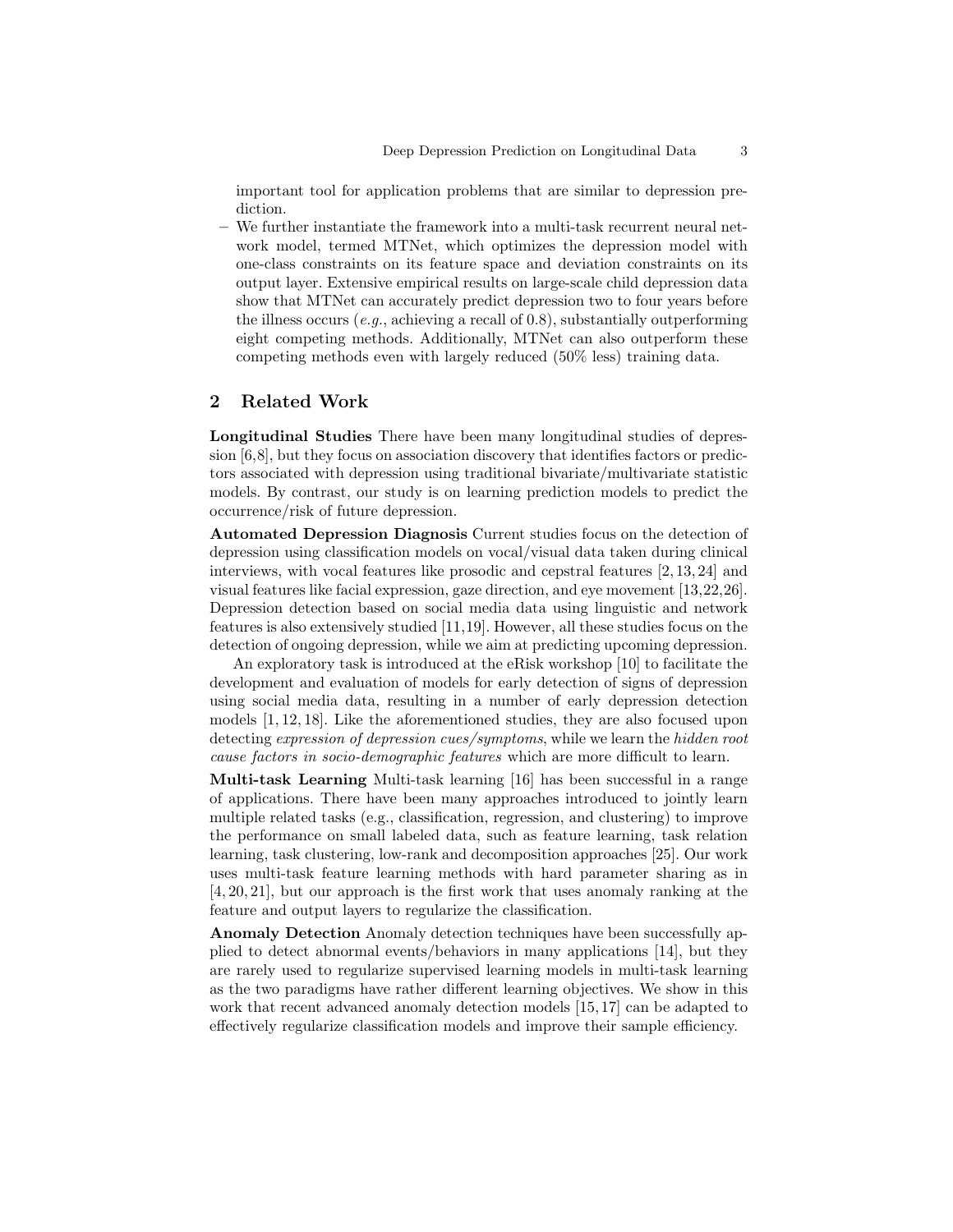important tool for application problems that are similar to depression prediction.

- We further instantiate the framework into a multi-task recurrent neural network model, termed MTNet, which optimizes the depression model with one-class constraints on its feature space and deviation constraints on its output layer. Extensive empirical results on large-scale child depression data show that MTNet can accurately predict depression two to four years before the illness occurs (*e.g.*, achieving a recall of 0.8), substantially outperforming eight competing methods. Additionally, MTNet can also outperform these competing methods even with largely reduced (50% less) training data.

## 2 Related Work

**Longitudinal Studies** There have been many longitudinal studies of depression [6,8], but they focus on association discovery that identifies factors or predictors associated with depression using traditional bivariate/multivariate statistic models. By contrast, our study is on learning prediction models to predict the occurrence/risk of future depression.

**Automated Depression Diagnosis** Current studies focus on the detection of depression using classification models on vocal/visual data taken during clinical interviews, with vocal features like prosodic and cepstral features [2, 13, 24] and visual features like facial expression, gaze direction, and eye movement [13,22,26]. Depression detection based on social media data using linguistic and network features is also extensively studied [11,19]. However, all these studies focus on the detection of ongoing depression, while we aim at predicting upcoming depression.

An exploratory task is introduced at the eRisk workshop [10] to facilitate the development and evaluation of models for early detection of signs of depression using social media data, resulting in a number of early depression detection models [1, 12, 18]. Like the aforementioned studies, they are also focused upon detecting *expression of depression cues/symptoms*, while we learn the *hidden root cause factors in socio-demographic features* which are more difficult to learn.

**Multi-task Learning** Multi-task learning [16] has been successful in a range of applications. There have been many approaches introduced to jointly learn multiple related tasks (e.g., classification, regression, and clustering) to improve the performance on small labeled data, such as feature learning, task relation learning, task clustering, low-rank and decomposition approaches [25]. Our work uses multi-task feature learning methods with hard parameter sharing as in [4, 20, 21], but our approach is the first work that uses anomaly ranking at the feature and output layers to regularize the classification.

**Anomaly Detection** Anomaly detection techniques have been successfully applied to detect abnormal events/behaviors in many applications [14], but they are rarely used to regularize supervised learning models in multi-task learning as the two paradigms have rather different learning objectives. We show in this work that recent advanced anomaly detection models [15, 17] can be adapted to effectively regularize classification models and improve their sample efficiency.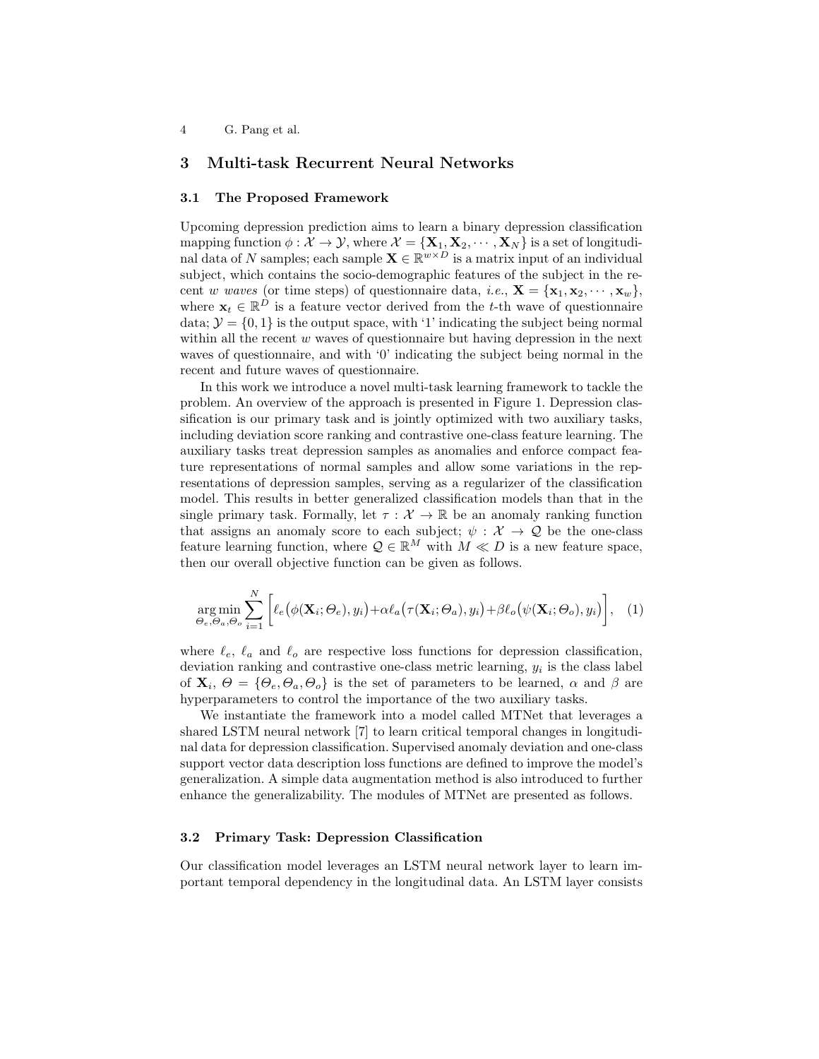## 3 Multi-task Recurrent Neural Networks

### 3.1 The Proposed Framework

Upcoming depression prediction aims to learn a binary depression classification mapping function $\phi : \mathcal{X} \rightarrow \mathcal{Y}$, where $\mathcal{X} = \{\mathbf{X}_1, \mathbf{X}_2, \cdots, \mathbf{X}_N\}$ is a set of longitudinal data of $N$ samples; each sample $\mathbf{X} \in \mathbb{R}^{w \times D}$ is a matrix input of an individual subject, which contains the socio-demographic features of the subject in the recent $w$ *waves* (or time steps) of questionnaire data, *i.e.*, $\mathbf{X} = \{\mathbf{x}_1, \mathbf{x}_2, \cdots, \mathbf{x}_w\}$, where $\mathbf{x}_t \in \mathbb{R}^D$ is a feature vector derived from the $t$-th wave of questionnaire data; $\mathcal{Y} = \{0, 1\}$ is the output space, with '1' indicating the subject being normal within all the recent $w$ waves of questionnaire but having depression in the next waves of questionnaire, and with '0' indicating the subject being normal in the recent and future waves of questionnaire.

In this work we introduce a novel multi-task learning framework to tackle the problem. An overview of the approach is presented in Figure 1. Depression classification is our primary task and is jointly optimized with two auxiliary tasks, including deviation score ranking and contrastive one-class feature learning. The auxiliary tasks treat depression samples as anomalies and enforce compact feature representations of normal samples and allow some variations in the representations of depression samples, serving as a regularizer of the classification model. This results in better generalized classification models than that in the single primary task. Formally, let $\tau : \mathcal{X} \rightarrow \mathbb{R}$ be an anomaly ranking function that assigns an anomaly score to each subject; $\psi : \mathcal{X} \rightarrow \mathcal{Q}$ be the one-class feature learning function, where $\mathcal{Q} \in \mathbb{R}^M$ with $M \ll D$ is a new feature space, then our overall objective function can be given as follows.

$$\underset{\Theta_e, \Theta_a, \Theta_o}{\arg\min} \sum_{i=1}^{N} \Big[ \ell_e\big(\phi(\mathbf{X}_i; \Theta_e), y_i\big) + \alpha \ell_a\big(\tau(\mathbf{X}_i; \Theta_a), y_i\big) + \beta \ell_o\big(\psi(\mathbf{X}_i; \Theta_o), y_i\big) \Big], \quad (1)$$

where $\ell_e$, $\ell_a$ and $\ell_o$ are respective loss functions for depression classification, deviation ranking and contrastive one-class metric learning, $y_i$ is the class label of $\mathbf{X}_i$, $\Theta = \{\Theta_e, \Theta_a, \Theta_o\}$ is the set of parameters to be learned, $\alpha$ and $\beta$ are hyperparameters to control the importance of the two auxiliary tasks.

We instantiate the framework into a model called MTNet that leverages a shared LSTM neural network [7] to learn critical temporal changes in longitudinal data for depression classification. Supervised anomaly deviation and one-class support vector data description loss functions are defined to improve the model's generalization. A simple data augmentation method is also introduced to further enhance the generalizability. The modules of MTNet are presented as follows.

### 3.2 Primary Task: Depression Classification

Our classification model leverages an LSTM neural network layer to learn important temporal dependency in the longitudinal data. An LSTM layer consists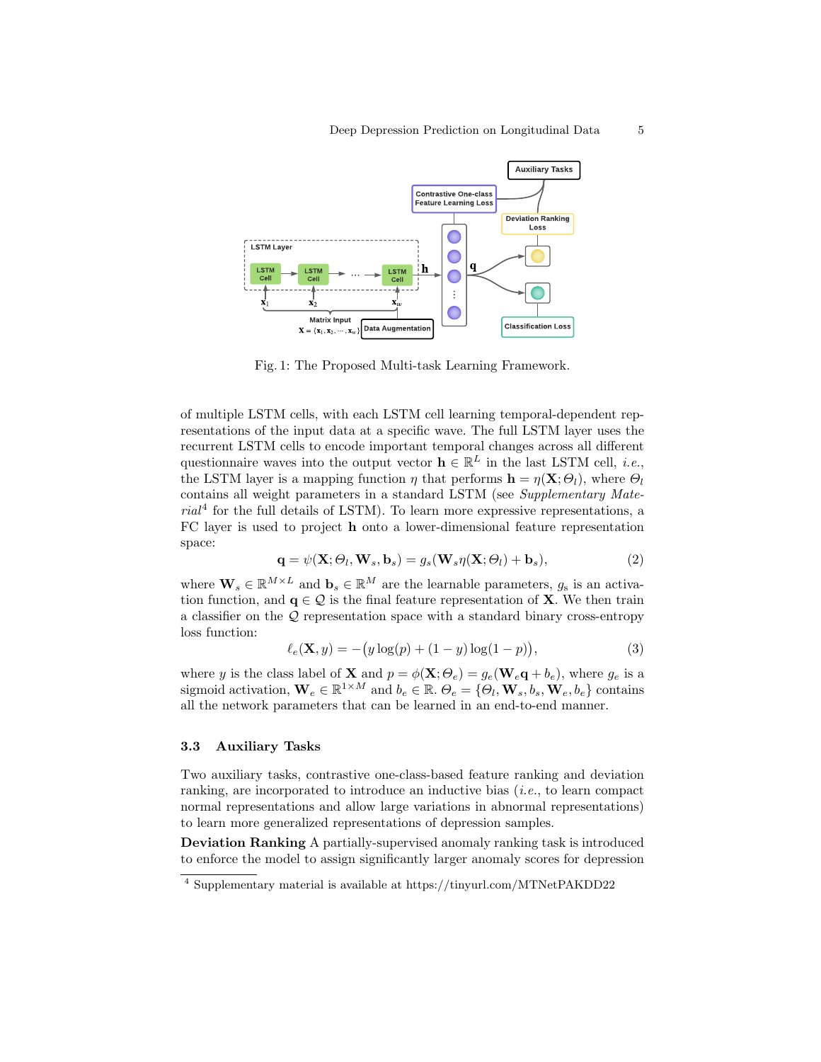Fig. 1: The Proposed Multi-task Learning Framework.

of multiple LSTM cells, with each LSTM cell learning temporal-dependent representations of the input data at a specific wave. The full LSTM layer uses the recurrent LSTM cells to encode important temporal changes across all different questionnaire waves into the output vector $\mathbf{h} \in \mathbb{R}^L$ in the last LSTM cell, *i.e.*, the LSTM layer is a mapping function $\eta$ that performs $\mathbf{h} = \eta(\mathbf{X}; \Theta_l)$, where $\Theta_l$ contains all weight parameters in a standard LSTM (see *Supplementary Material*[4] for the full details of LSTM). To learn more expressive representations, a FC layer is used to project $\mathbf{h}$ onto a lower-dimensional feature representation space:

$$\mathbf{q} = \psi(\mathbf{X}; \Theta_l, \mathbf{W}_s, \mathbf{b}_s) = g_s(\mathbf{W}_s \eta(\mathbf{X}; \Theta_l) + \mathbf{b}_s), \tag{2}$$

where $\mathbf{W}_s \in \mathbb{R}^{M \times L}$ and $\mathbf{b}_s \in \mathbb{R}^M$ are the learnable parameters, $g_s$ is an activation function, and $\mathbf{q} \in \mathcal{Q}$ is the final feature representation of $\mathbf{X}$. We then train a classifier on the $\mathcal{Q}$ representation space with a standard binary cross-entropy loss function:

$$\ell_e(\mathbf{X}, y) = -\big(y \log(p) + (1 - y) \log(1 - p)\big), \tag{3}$$

where $y$ is the class label of $\mathbf{X}$ and $p = \phi(\mathbf{X}; \Theta_e) = g_e(\mathbf{W}_e \mathbf{q} + b_e)$, where $g_e$ is a sigmoid activation, $\mathbf{W}_e \in \mathbb{R}^{1 \times M}$ and $b_e \in \mathbb{R}$. $\Theta_e = \{\Theta_l, \mathbf{W}_s, b_s, \mathbf{W}_e, b_e\}$ contains all the network parameters that can be learned in an end-to-end manner.

### 3.3 Auxiliary Tasks

Two auxiliary tasks, contrastive one-class-based feature ranking and deviation ranking, are incorporated to introduce an inductive bias (*i.e.*, to learn compact normal representations and allow large variations in abnormal representations) to learn more generalized representations of depression samples.

**Deviation Ranking** A partially-supervised anomaly ranking task is introduced to enforce the model to assign significantly larger anomaly scores for depression

[4] Supplementary material is available at https://tinyurl.com/MTNetPAKDD22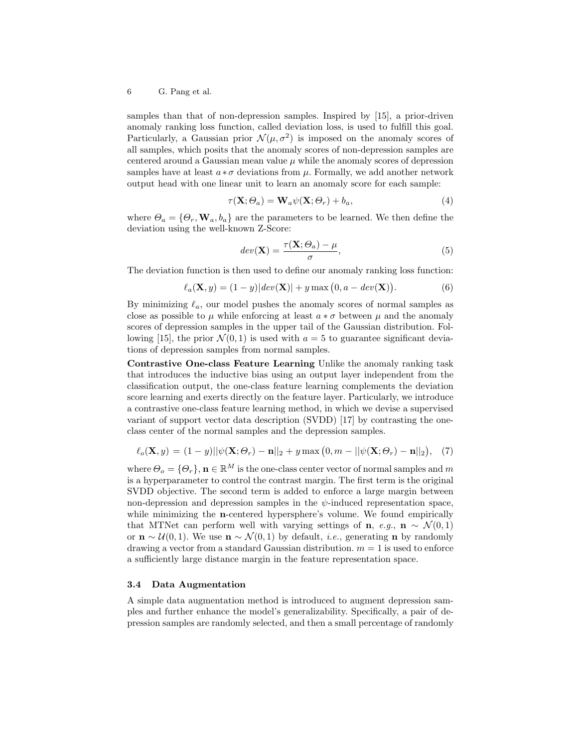samples than that of non-depression samples. Inspired by [15], a prior-driven anomaly ranking loss function, called deviation loss, is used to fulfill this goal. Particularly, a Gaussian prior $\mathcal{N}(\mu, \sigma^2)$ is imposed on the anomaly scores of all samples, which posits that the anomaly scores of non-depression samples are centered around a Gaussian mean value $\mu$ while the anomaly scores of depression samples have at least $a * \sigma$ deviations from $\mu$. Formally, we add another network output head with one linear unit to learn an anomaly score for each sample:

$$\tau(\mathbf{X}; \Theta_a) = \mathbf{W}_a \psi(\mathbf{X}; \Theta_r) + b_a, \tag{4}$$

where $\Theta_a = \{\Theta_r, \mathbf{W}_a, b_a\}$ are the parameters to be learned. We then define the deviation using the well-known Z-Score:

$$dev(\mathbf{X}) = \frac{\tau(\mathbf{X}; \Theta_a) - \mu}{\sigma}, \tag{5}$$

The deviation function is then used to define our anomaly ranking loss function:

$$\ell_a(\mathbf{X}, y) = (1 - y)|dev(\mathbf{X})| + y \max\big(0, a - dev(\mathbf{X})\big). \tag{6}$$

By minimizing $\ell_a$, our model pushes the anomaly scores of normal samples as close as possible to $\mu$ while enforcing at least $a * \sigma$ between $\mu$ and the anomaly scores of depression samples in the upper tail of the Gaussian distribution. Following [15], the prior $\mathcal{N}(0, 1)$ is used with $a = 5$ to guarantee significant deviations of depression samples from normal samples.

**Contrastive One-class Feature Learning** Unlike the anomaly ranking task that introduces the inductive bias using an output layer independent from the classification output, the one-class feature learning complements the deviation score learning and exerts directly on the feature layer. Particularly, we introduce a contrastive one-class feature learning method, in which we devise a supervised variant of support vector data description (SVDD) [17] by contrasting the one-class center of the normal samples and the depression samples.

$$\ell_o(\mathbf{X}, y) = (1 - y)||\psi(\mathbf{X}; \Theta_r) - \mathbf{n}||_2 + y \max\big(0, m - ||\psi(\mathbf{X}; \Theta_r) - \mathbf{n}||_2\big), \tag{7}$$

where $\Theta_o = \{\Theta_r\}$, $\mathbf{n} \in \mathbb{R}^M$ is the one-class center vector of normal samples and $m$ is a hyperparameter to control the contrast margin. The first term is the original SVDD objective. The second term is added to enforce a large margin between non-depression and depression samples in the $\psi$-induced representation space, while minimizing the $\mathbf{n}$-centered hypersphere's volume. We found empirically that MTNet can perform well with varying settings of $\mathbf{n}$, *e.g.*, $\mathbf{n} \sim \mathcal{N}(0, 1)$ or $\mathbf{n} \sim \mathcal{U}(0, 1)$. We use $\mathbf{n} \sim \mathcal{N}(0, 1)$ by default, *i.e.*, generating $\mathbf{n}$ by randomly drawing a vector from a standard Gaussian distribution. $m = 1$ is used to enforce a sufficiently large distance margin in the feature representation space.

### 3.4 Data Augmentation

A simple data augmentation method is introduced to augment depression samples and further enhance the model's generalizability. Specifically, a pair of depression samples are randomly selected, and then a small percentage of randomly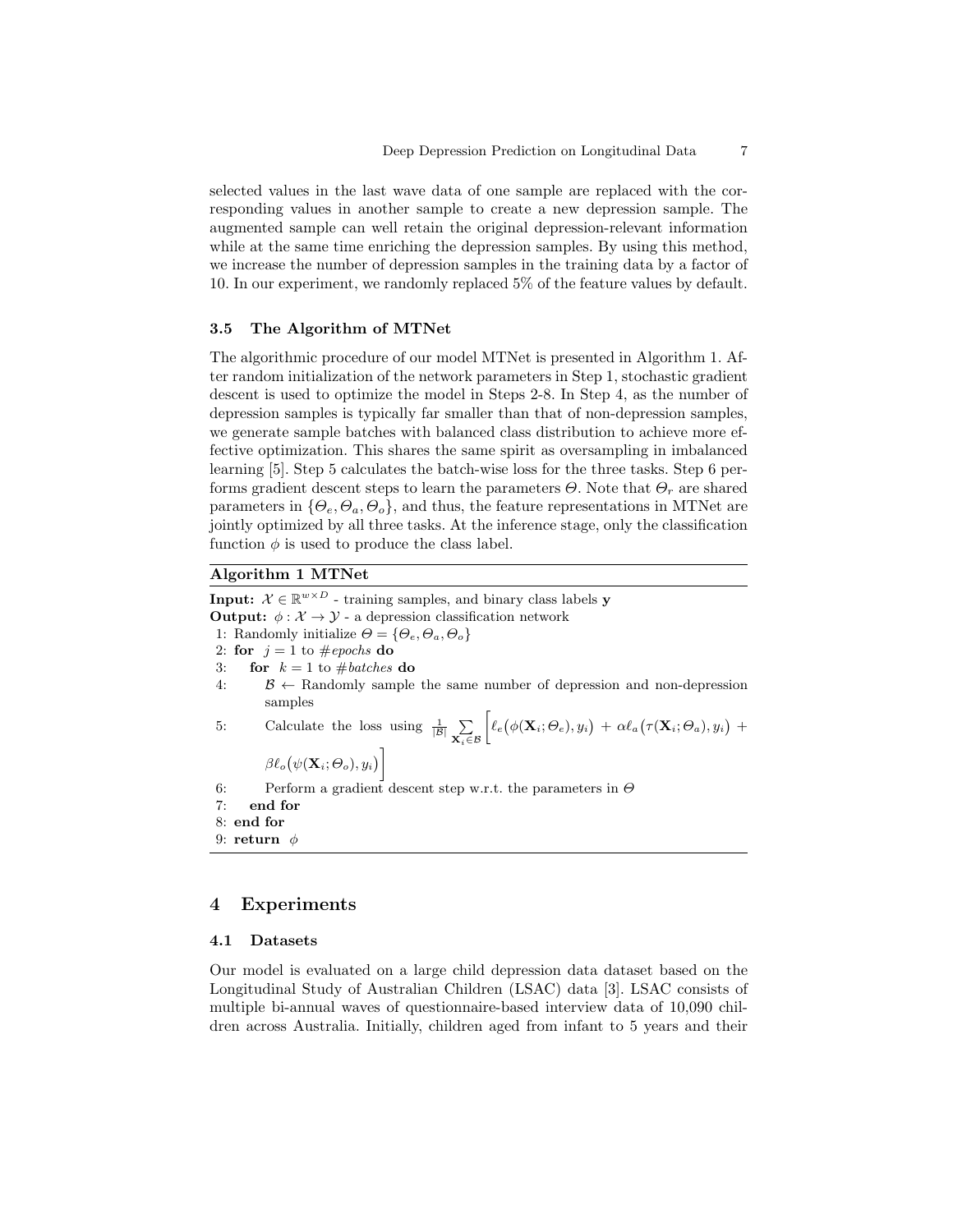selected values in the last wave data of one sample are replaced with the corresponding values in another sample to create a new depression sample. The augmented sample can well retain the original depression-relevant information while at the same time enriching the depression samples. By using this method, we increase the number of depression samples in the training data by a factor of 10. In our experiment, we randomly replaced 5% of the feature values by default.

### 3.5 The Algorithm of MTNet

The algorithmic procedure of our model MTNet is presented in Algorithm 1. After random initialization of the network parameters in Step 1, stochastic gradient descent is used to optimize the model in Steps 2-8. In Step 4, as the number of depression samples is typically far smaller than that of non-depression samples, we generate sample batches with balanced class distribution to achieve more effective optimization. This shares the same spirit as oversampling in imbalanced learning [5]. Step 5 calculates the batch-wise loss for the three tasks. Step 6 performs gradient descent steps to learn the parameters $\Theta$. Note that $\Theta_r$ are shared parameters in $\{\Theta_e, \Theta_a, \Theta_o\}$, and thus, the feature representations in MTNet are jointly optimized by all three tasks. At the inference stage, only the classification function $\phi$ is used to produce the class label.

**Algorithm 1 MTNet**

**Input:** $\mathcal{X} \in \mathbb{R}^{w \times D}$ - training samples, and binary class labels $\mathbf{y}$

**Output:** $\phi : \mathcal{X} \to \mathcal{Y}$ - a depression classification network

1: Randomly initialize $\Theta = \{\Theta_e, \Theta_a, \Theta_o\}$
2: **for** $j = 1$ to $\#epochs$ **do**
3: &nbsp;&nbsp;&nbsp;&nbsp;**for** $k = 1$ to $\#batches$ **do**
4: &nbsp;&nbsp;&nbsp;&nbsp;&nbsp;&nbsp;&nbsp;&nbsp;$\mathcal{B} \leftarrow$ Randomly sample the same number of depression and non-depression samples
5: &nbsp;&nbsp;&nbsp;&nbsp;&nbsp;&nbsp;&nbsp;&nbsp;Calculate the loss using $\frac{1}{|\mathcal{B}|} \sum_{\mathbf{X}_i \in \mathcal{B}} \Big[ \ell_e\big(\phi(\mathbf{X}_i; \Theta_e), y_i\big) + \alpha \ell_a\big(\tau(\mathbf{X}_i; \Theta_a), y_i\big) + \beta \ell_o\big(\psi(\mathbf{X}_i; \Theta_o), y_i\big) \Big]$
6: &nbsp;&nbsp;&nbsp;&nbsp;&nbsp;&nbsp;&nbsp;&nbsp;Perform a gradient descent step w.r.t. the parameters in $\Theta$
7: &nbsp;&nbsp;&nbsp;&nbsp;**end for**
8: **end for**
9: **return** $\phi$

## 4 Experiments

### 4.1 Datasets

Our model is evaluated on a large child depression data dataset based on the Longitudinal Study of Australian Children (LSAC) data [3]. LSAC consists of multiple bi-annual waves of questionnaire-based interview data of 10,090 children across Australia. Initially, children aged from infant to 5 years and their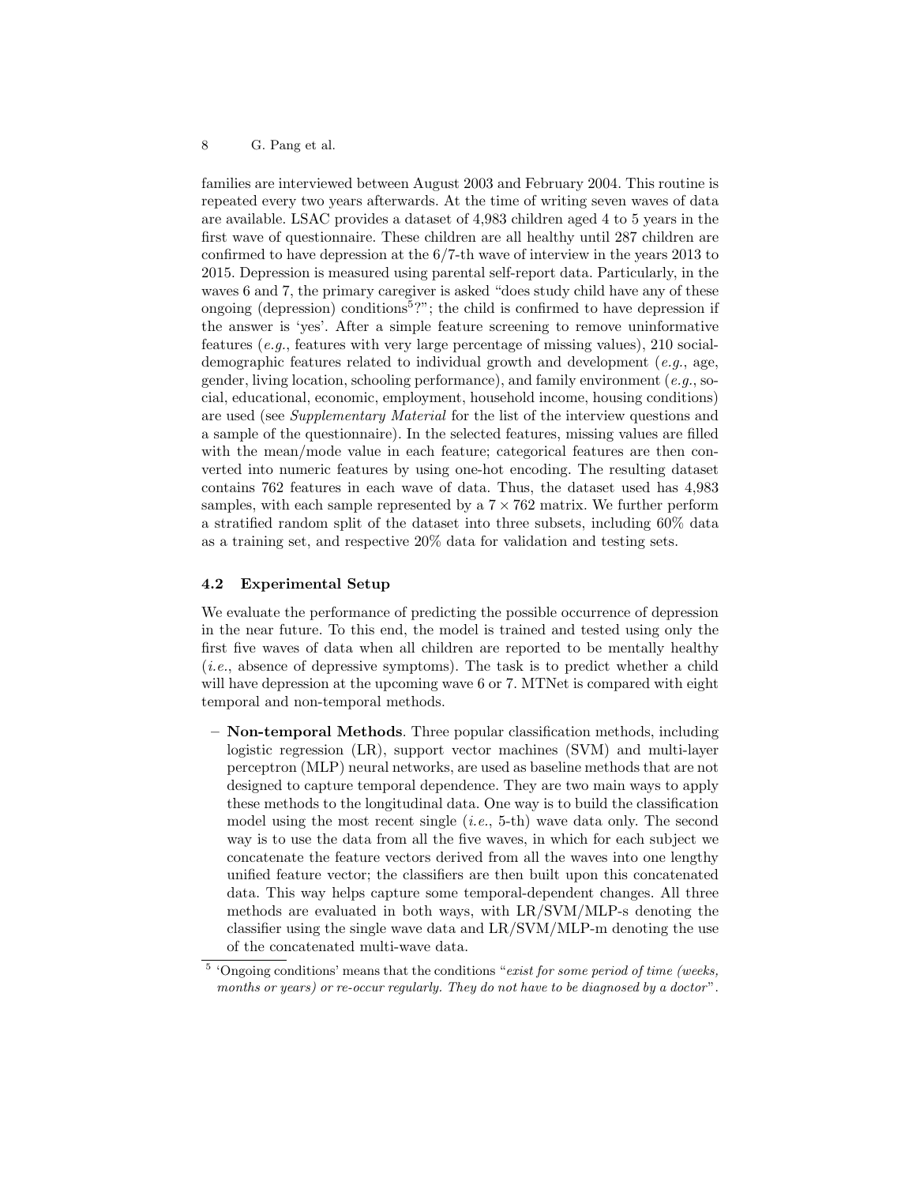families are interviewed between August 2003 and February 2004. This routine is repeated every two years afterwards. At the time of writing seven waves of data are available. LSAC provides a dataset of 4,983 children aged 4 to 5 years in the first wave of questionnaire. These children are all healthy until 287 children are confirmed to have depression at the 6/7-th wave of interview in the years 2013 to 2015. Depression is measured using parental self-report data. Particularly, in the waves 6 and 7, the primary caregiver is asked "does study child have any of these ongoing (depression) conditions[5]?"; the child is confirmed to have depression if the answer is 'yes'. After a simple feature screening to remove uninformative features (*e.g.*, features with very large percentage of missing values), 210 social-demographic features related to individual growth and development (*e.g.*, age, gender, living location, schooling performance), and family environment (*e.g.*, social, educational, economic, employment, household income, housing conditions) are used (see *Supplementary Material* for the list of the interview questions and a sample of the questionnaire). In the selected features, missing values are filled with the mean/mode value in each feature; categorical features are then converted into numeric features by using one-hot encoding. The resulting dataset contains 762 features in each wave of data. Thus, the dataset used has 4,983 samples, with each sample represented by a $7 \times 762$ matrix. We further perform a stratified random split of the dataset into three subsets, including 60% data as a training set, and respective 20% data for validation and testing sets.

### 4.2 Experimental Setup

We evaluate the performance of predicting the possible occurrence of depression in the near future. To this end, the model is trained and tested using only the first five waves of data when all children are reported to be mentally healthy (*i.e.*, absence of depressive symptoms). The task is to predict whether a child will have depression at the upcoming wave 6 or 7. MTNet is compared with eight temporal and non-temporal methods.

- **Non-temporal Methods**. Three popular classification methods, including logistic regression (LR), support vector machines (SVM) and multi-layer perceptron (MLP) neural networks, are used as baseline methods that are not designed to capture temporal dependence. They are two main ways to apply these methods to the longitudinal data. One way is to build the classification model using the most recent single (*i.e.*, 5-th) wave data only. The second way is to use the data from all the five waves, in which for each subject we concatenate the feature vectors derived from all the waves into one lengthy unified feature vector; the classifiers are then built upon this concatenated data. This way helps capture some temporal-dependent changes. All three methods are evaluated in both ways, with LR/SVM/MLP-s denoting the classifier using the single wave data and LR/SVM/MLP-m denoting the use of the concatenated multi-wave data.

[5] 'Ongoing conditions' means that the conditions "*exist for some period of time (weeks, months or years) or re-occur regularly. They do not have to be diagnosed by a doctor*".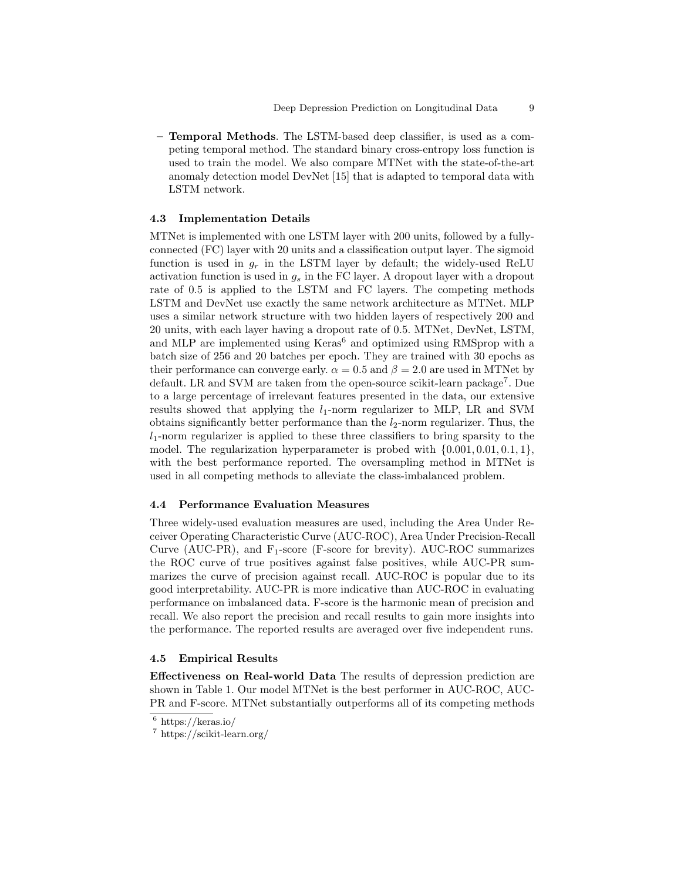- **Temporal Methods**. The LSTM-based deep classifier, is used as a competing temporal method. The standard binary cross-entropy loss function is used to train the model. We also compare MTNet with the state-of-the-art anomaly detection model DevNet [15] that is adapted to temporal data with LSTM network.

### 4.3 Implementation Details

MTNet is implemented with one LSTM layer with 200 units, followed by a fully-connected (FC) layer with 20 units and a classification output layer. The sigmoid function is used in $g_r$ in the LSTM layer by default; the widely-used ReLU activation function is used in $g_s$ in the FC layer. A dropout layer with a dropout rate of 0.5 is applied to the LSTM and FC layers. The competing methods LSTM and DevNet use exactly the same network architecture as MTNet. MLP uses a similar network structure with two hidden layers of respectively 200 and 20 units, with each layer having a dropout rate of 0.5. MTNet, DevNet, LSTM, and MLP are implemented using Keras[6] and optimized using RMSprop with a batch size of 256 and 20 batches per epoch. They are trained with 30 epochs as their performance can converge early. $\alpha = 0.5$ and $\beta = 2.0$ are used in MTNet by default. LR and SVM are taken from the open-source scikit-learn package[7]. Due to a large percentage of irrelevant features presented in the data, our extensive results showed that applying the $l_1$-norm regularizer to MLP, LR and SVM obtains significantly better performance than the $l_2$-norm regularizer. Thus, the $l_1$-norm regularizer is applied to these three classifiers to bring sparsity to the model. The regularization hyperparameter is probed with $\{0.001, 0.01, 0.1, 1\}$, with the best performance reported. The oversampling method in MTNet is used in all competing methods to alleviate the class-imbalanced problem.

### 4.4 Performance Evaluation Measures

Three widely-used evaluation measures are used, including the Area Under Receiver Operating Characteristic Curve (AUC-ROC), Area Under Precision-Recall Curve (AUC-PR), and $F_1$-score (F-score for brevity). AUC-ROC summarizes the ROC curve of true positives against false positives, while AUC-PR summarizes the curve of precision against recall. AUC-ROC is popular due to its good interpretability. AUC-PR is more indicative than AUC-ROC in evaluating performance on imbalanced data. F-score is the harmonic mean of precision and recall. We also report the precision and recall results to gain more insights into the performance. The reported results are averaged over five independent runs.

### 4.5 Empirical Results

**Effectiveness on Real-world Data** The results of depression prediction are shown in Table 1. Our model MTNet is the best performer in AUC-ROC, AUC-PR and F-score. MTNet substantially outperforms all of its competing methods

[6] https://keras.io/

[7] https://scikit-learn.org/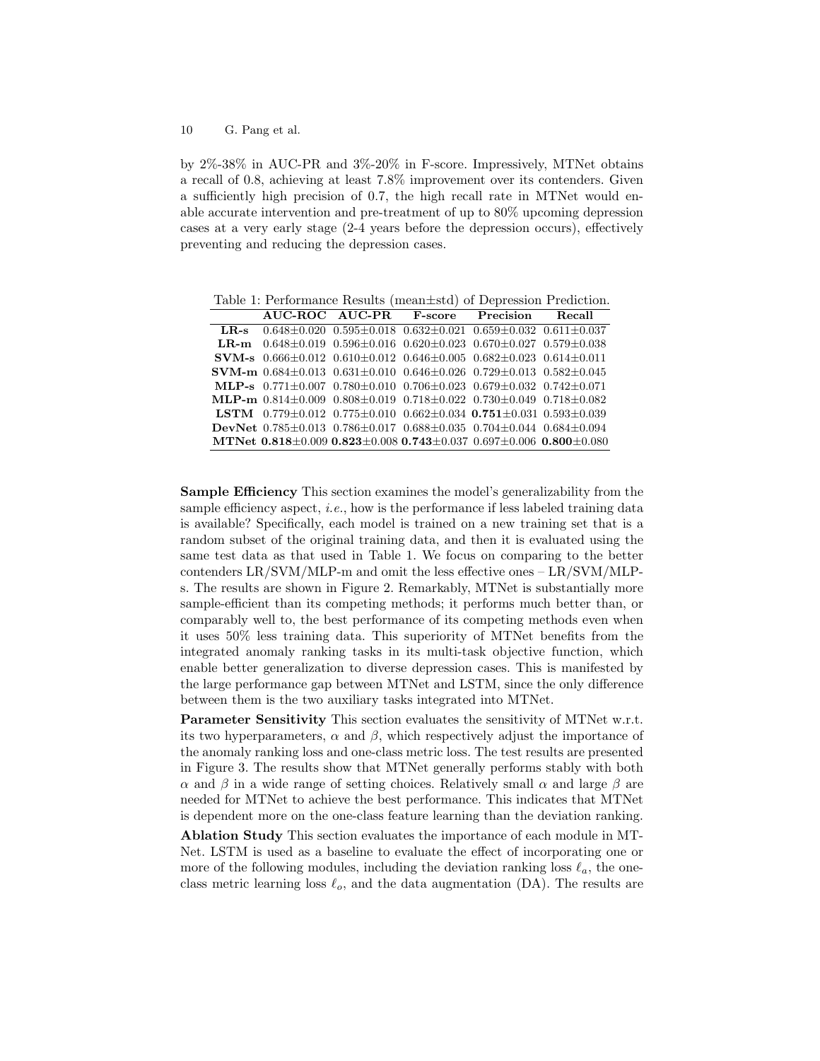by 2%-38% in AUC-PR and 3%-20% in F-score. Impressively, MTNet obtains a recall of 0.8, achieving at least 7.8% improvement over its contenders. Given a sufficiently high precision of 0.7, the high recall rate in MTNet would enable accurate intervention and pre-treatment of up to 80% upcoming depression cases at a very early stage (2-4 years before the depression occurs), effectively preventing and reducing the depression cases.

Table 1: Performance Results (mean±std) of Depression Prediction.

| | AUC-ROC | AUC-PR | F-score | Precision | Recall |
|---|---|---|---|---|---|
| **LR-s** | 0.648±0.020 | 0.595±0.018 | 0.632±0.021 | 0.659±0.032 | 0.611±0.037 |
| **LR-m** | 0.648±0.019 | 0.596±0.016 | 0.620±0.023 | 0.670±0.027 | 0.579±0.038 |
| **SVM-s** | 0.666±0.012 | 0.610±0.012 | 0.646±0.005 | 0.682±0.023 | 0.614±0.011 |
| **SVM-m** | 0.684±0.013 | 0.631±0.010 | 0.646±0.026 | 0.729±0.013 | 0.582±0.045 |
| **MLP-s** | 0.771±0.007 | 0.780±0.010 | 0.706±0.023 | 0.679±0.032 | 0.742±0.071 |
| **MLP-m** | 0.814±0.009 | 0.808±0.019 | 0.718±0.022 | 0.730±0.049 | 0.718±0.082 |
| **LSTM** | 0.779±0.012 | 0.775±0.010 | 0.662±0.034 | **0.751**±0.031 | 0.593±0.039 |
| **DevNet** | 0.785±0.013 | 0.786±0.017 | 0.688±0.035 | 0.704±0.044 | 0.684±0.094 |
| **MTNet** | **0.818**±0.009 | **0.823**±0.008 | **0.743**±0.037 | 0.697±0.006 | **0.800**±0.080 |

**Sample Efficiency** This section examines the model's generalizability from the sample efficiency aspect, *i.e.*, how is the performance if less labeled training data is available? Specifically, each model is trained on a new training set that is a random subset of the original training data, and then it is evaluated using the same test data as that used in Table 1. We focus on comparing to the better contenders LR/SVM/MLP-m and omit the less effective ones – LR/SVM/MLP-s. The results are shown in Figure 2. Remarkably, MTNet is substantially more sample-efficient than its competing methods; it performs much better than, or comparably well to, the best performance of its competing methods even when it uses 50% less training data. This superiority of MTNet benefits from the integrated anomaly ranking tasks in its multi-task objective function, which enable better generalization to diverse depression cases. This is manifested by the large performance gap between MTNet and LSTM, since the only difference between them is the two auxiliary tasks integrated into MTNet.

**Parameter Sensitivity** This section evaluates the sensitivity of MTNet w.r.t. its two hyperparameters, $\alpha$ and $\beta$, which respectively adjust the importance of the anomaly ranking loss and one-class metric loss. The test results are presented in Figure 3. The results show that MTNet generally performs stably with both $\alpha$ and $\beta$ in a wide range of setting choices. Relatively small $\alpha$ and large $\beta$ are needed for MTNet to achieve the best performance. This indicates that MTNet is dependent more on the one-class feature learning than the deviation ranking.

**Ablation Study** This section evaluates the importance of each module in MTNet. LSTM is used as a baseline to evaluate the effect of incorporating one or more of the following modules, including the deviation ranking loss $\ell_a$, the one-class metric learning loss $\ell_o$, and the data augmentation (DA). The results are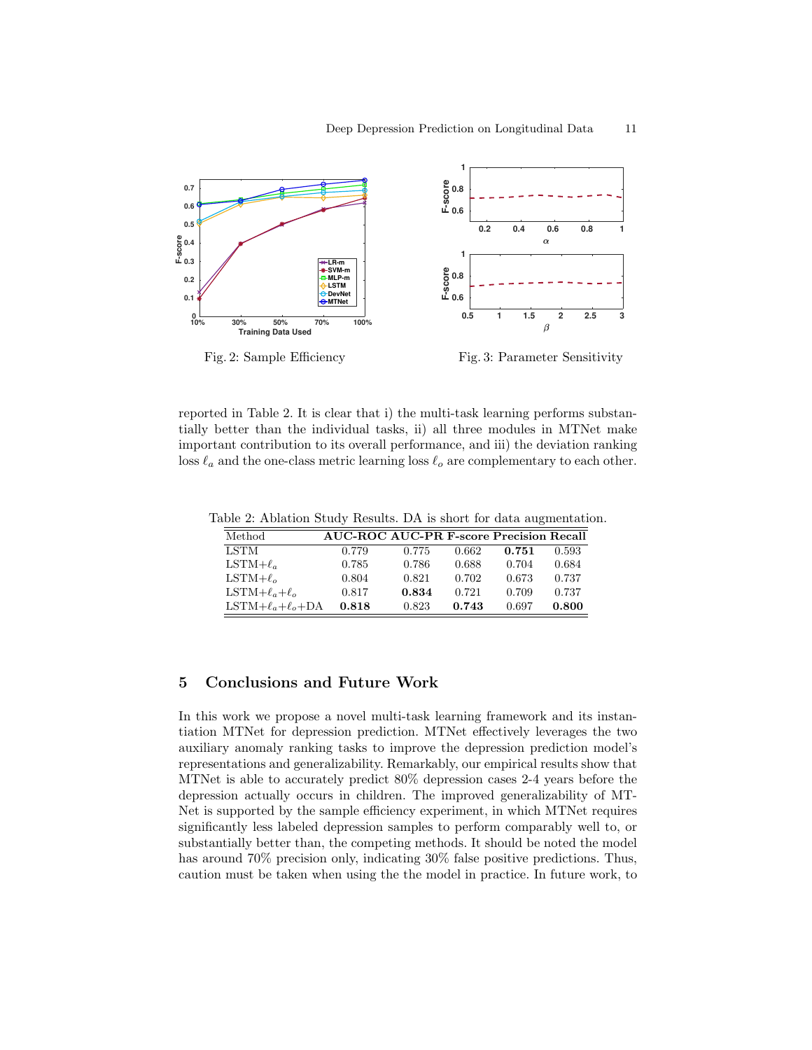Fig. 2: Sample Efficiency

Fig. 3: Parameter Sensitivity

reported in Table 2. It is clear that i) the multi-task learning performs substantially better than the individual tasks, ii) all three modules in MTNet make important contribution to its overall performance, and iii) the deviation ranking loss $\ell_a$ and the one-class metric learning loss $\ell_o$ are complementary to each other.

Table 2: Ablation Study Results. DA is short for data augmentation.

| Method | AUC-ROC | AUC-PR | F-score | Precision | Recall |
|---|---|---|---|---|---|
| LSTM | 0.779 | 0.775 | 0.662 | **0.751** | 0.593 |
| LSTM+$\ell_a$ | 0.785 | 0.786 | 0.688 | 0.704 | 0.684 |
| LSTM+$\ell_o$ | 0.804 | 0.821 | 0.702 | 0.673 | 0.737 |
| LSTM+$\ell_a$+$\ell_o$ | 0.817 | **0.834** | 0.721 | 0.709 | 0.737 |
| LSTM+$\ell_a$+$\ell_o$+DA | **0.818** | 0.823 | **0.743** | 0.697 | **0.800** |

## 5 Conclusions and Future Work

In this work we propose a novel multi-task learning framework and its instantiation MTNet for depression prediction. MTNet effectively leverages the two auxiliary anomaly ranking tasks to improve the depression prediction model's representations and generalizability. Remarkably, our empirical results show that MTNet is able to accurately predict 80% depression cases 2-4 years before the depression actually occurs in children. The improved generalizability of MTNet is supported by the sample efficiency experiment, in which MTNet requires significantly less labeled depression samples to perform comparably well to, or substantially better than, the competing methods. It should be noted the model has around 70% precision only, indicating 30% false positive predictions. Thus, caution must be taken when using the the model in practice. In future work, to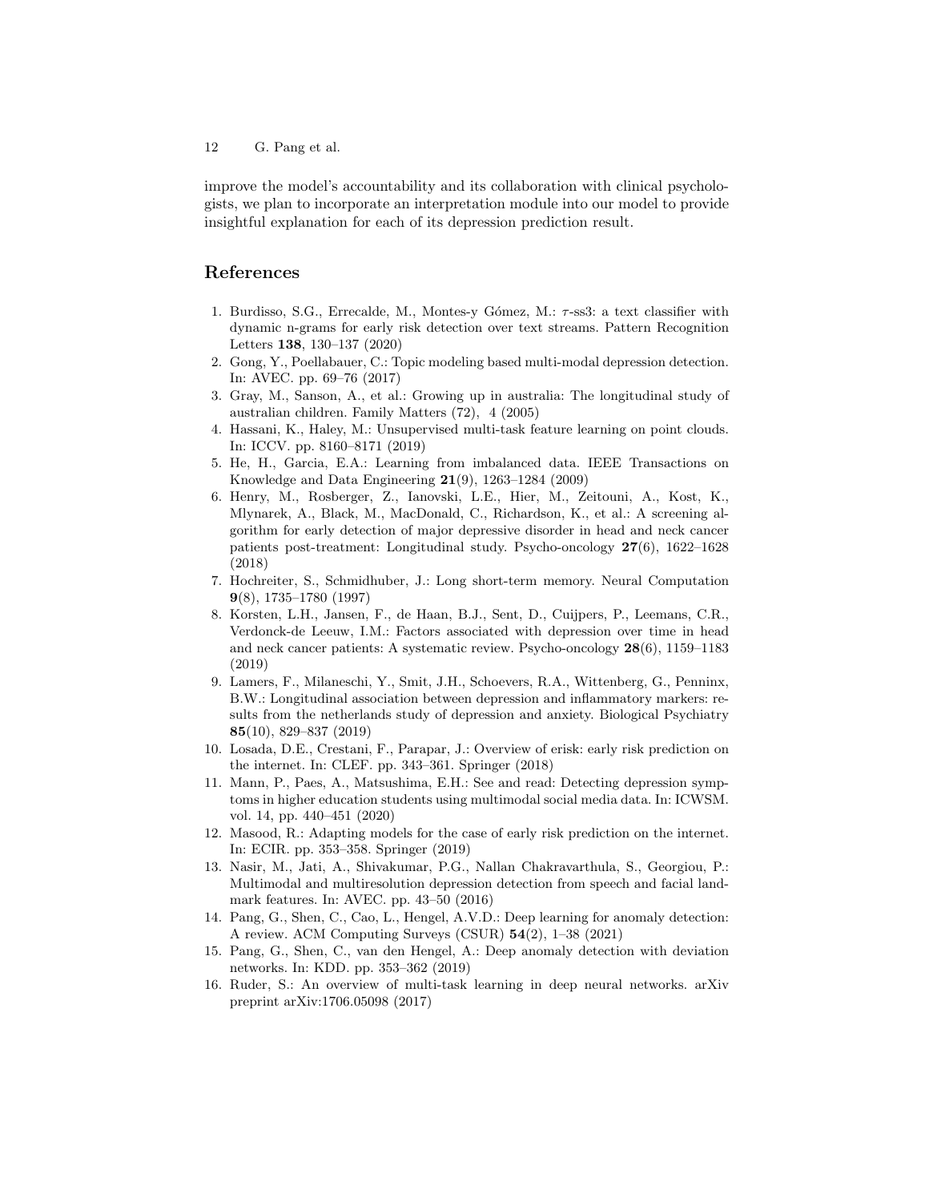improve the model's accountability and its collaboration with clinical psychologists, we plan to incorporate an interpretation module into our model to provide insightful explanation for each of its depression prediction result.

## References

1. Burdisso, S.G., Errecalde, M., Montes-y Gómez, M.: $\tau$-ss3: a text classifier with dynamic n-grams for early risk detection over text streams. Pattern Recognition Letters **138**, 130–137 (2020)
2. Gong, Y., Poellabauer, C.: Topic modeling based multi-modal depression detection. In: AVEC. pp. 69–76 (2017)
3. Gray, M., Sanson, A., et al.: Growing up in australia: The longitudinal study of australian children. Family Matters (72), 4 (2005)
4. Hassani, K., Haley, M.: Unsupervised multi-task feature learning on point clouds. In: ICCV. pp. 8160–8171 (2019)
5. He, H., Garcia, E.A.: Learning from imbalanced data. IEEE Transactions on Knowledge and Data Engineering **21**(9), 1263–1284 (2009)
6. Henry, M., Rosberger, Z., Ianovski, L.E., Hier, M., Zeitouni, A., Kost, K., Mlynarek, A., Black, M., MacDonald, C., Richardson, K., et al.: A screening algorithm for early detection of major depressive disorder in head and neck cancer patients post-treatment: Longitudinal study. Psycho-oncology **27**(6), 1622–1628 (2018)
7. Hochreiter, S., Schmidhuber, J.: Long short-term memory. Neural Computation **9**(8), 1735–1780 (1997)
8. Korsten, L.H., Jansen, F., de Haan, B.J., Sent, D., Cuijpers, P., Leemans, C.R., Verdonck-de Leeuw, I.M.: Factors associated with depression over time in head and neck cancer patients: A systematic review. Psycho-oncology **28**(6), 1159–1183 (2019)
9. Lamers, F., Milaneschi, Y., Smit, J.H., Schoevers, R.A., Wittenberg, G., Penninx, B.W.: Longitudinal association between depression and inflammatory markers: results from the netherlands study of depression and anxiety. Biological Psychiatry **85**(10), 829–837 (2019)
10. Losada, D.E., Crestani, F., Parapar, J.: Overview of erisk: early risk prediction on the internet. In: CLEF. pp. 343–361. Springer (2018)
11. Mann, P., Paes, A., Matsushima, E.H.: See and read: Detecting depression symptoms in higher education students using multimodal social media data. In: ICWSM. vol. 14, pp. 440–451 (2020)
12. Masood, R.: Adapting models for the case of early risk prediction on the internet. In: ECIR. pp. 353–358. Springer (2019)
13. Nasir, M., Jati, A., Shivakumar, P.G., Nallan Chakravarthula, S., Georgiou, P.: Multimodal and multiresolution depression detection from speech and facial landmark features. In: AVEC. pp. 43–50 (2016)
14. Pang, G., Shen, C., Cao, L., Hengel, A.V.D.: Deep learning for anomaly detection: A review. ACM Computing Surveys (CSUR) **54**(2), 1–38 (2021)
15. Pang, G., Shen, C., van den Hengel, A.: Deep anomaly detection with deviation networks. In: KDD. pp. 353–362 (2019)
16. Ruder, S.: An overview of multi-task learning in deep neural networks. arXiv preprint arXiv:1706.05098 (2017)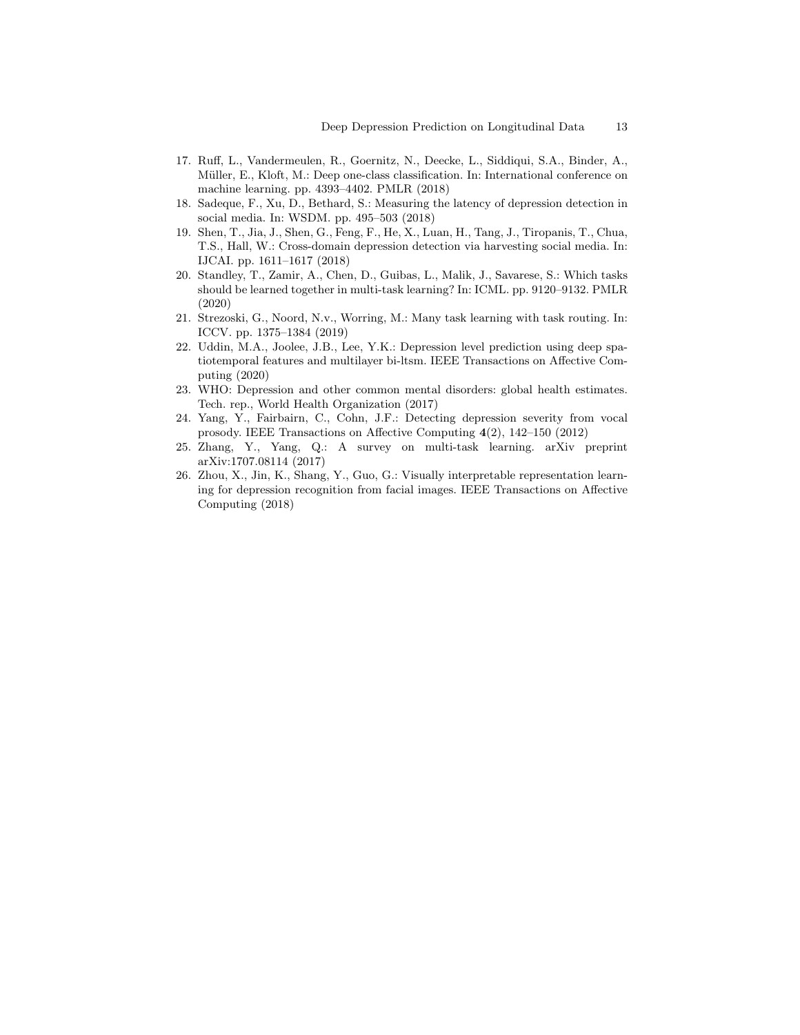17. Ruff, L., Vandermeulen, R., Goernitz, N., Deecke, L., Siddiqui, S.A., Binder, A., Müller, E., Kloft, M.: Deep one-class classification. In: International conference on machine learning. pp. 4393–4402. PMLR (2018)
18. Sadeque, F., Xu, D., Bethard, S.: Measuring the latency of depression detection in social media. In: WSDM. pp. 495–503 (2018)
19. Shen, T., Jia, J., Shen, G., Feng, F., He, X., Luan, H., Tang, J., Tiropanis, T., Chua, T.S., Hall, W.: Cross-domain depression detection via harvesting social media. In: IJCAI. pp. 1611–1617 (2018)
20. Standley, T., Zamir, A., Chen, D., Guibas, L., Malik, J., Savarese, S.: Which tasks should be learned together in multi-task learning? In: ICML. pp. 9120–9132. PMLR (2020)
21. Strezoski, G., Noord, N.v., Worring, M.: Many task learning with task routing. In: ICCV. pp. 1375–1384 (2019)
22. Uddin, M.A., Joolee, J.B., Lee, Y.K.: Depression level prediction using deep spatiotemporal features and multilayer bi-ltsm. IEEE Transactions on Affective Computing (2020)
23. WHO: Depression and other common mental disorders: global health estimates. Tech. rep., World Health Organization (2017)
24. Yang, Y., Fairbairn, C., Cohn, J.F.: Detecting depression severity from vocal prosody. IEEE Transactions on Affective Computing **4**(2), 142–150 (2012)
25. Zhang, Y., Yang, Q.: A survey on multi-task learning. arXiv preprint arXiv:1707.08114 (2017)
26. Zhou, X., Jin, K., Shang, Y., Guo, G.: Visually interpretable representation learning for depression recognition from facial images. IEEE Transactions on Affective Computing (2018)